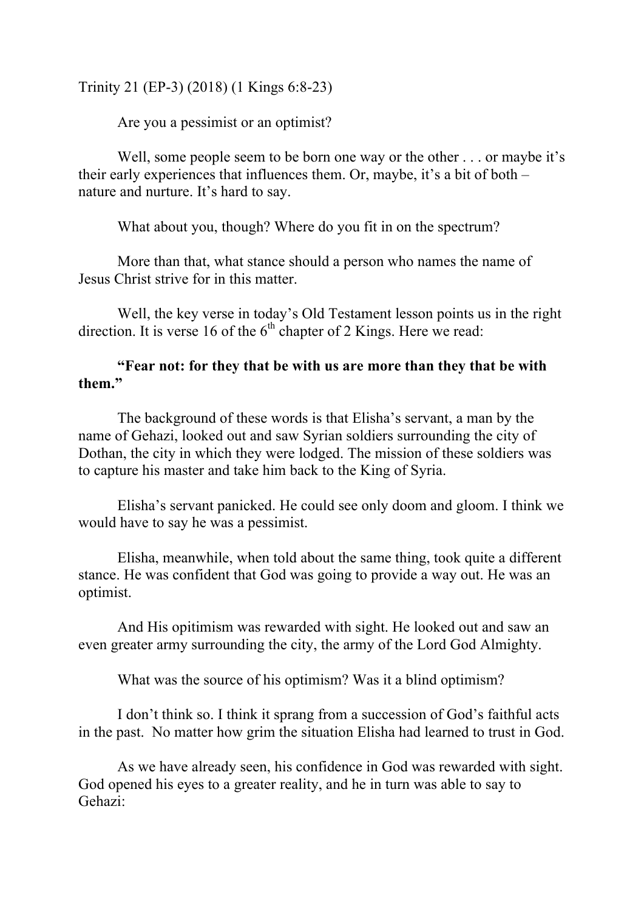Trinity 21 (EP-3) (2018) (1 Kings 6:8-23)

Are you a pessimist or an optimist?

Well, some people seem to be born one way or the other . . . or maybe it's their early experiences that influences them. Or, maybe, it's a bit of both – nature and nurture. It's hard to say.

What about you, though? Where do you fit in on the spectrum?

More than that, what stance should a person who names the name of Jesus Christ strive for in this matter.

Well, the key verse in today's Old Testament lesson points us in the right direction. It is verse 16 of the 6th chapter of 2 Kings. Here we read:

**"Fear not: for they that be with us are more than they that be with them."**

The background of these words is that Elisha's servant, a man by the name of Gehazi, looked out and saw Syrian soldiers surrounding the city of Dothan, the city in which they were lodged. The mission of these soldiers was to capture his master and take him back to the King of Syria.

Elisha's servant panicked. He could see only doom and gloom. I think we would have to say he was a pessimist.

Elisha, meanwhile, when told about the same thing, took quite a different stance. He was confident that God was going to provide a way out. He was an optimist.

And His opitimism was rewarded with sight. He looked out and saw an even greater army surrounding the city, the army of the Lord God Almighty.

What was the source of his optimism? Was it a blind optimism?

I don't think so. I think it sprang from a succession of God's faithful acts in the past. No matter how grim the situation Elisha had learned to trust in God.

As we have already seen, his confidence in God was rewarded with sight. God opened his eyes to a greater reality, and he in turn was able to say to Gehazi: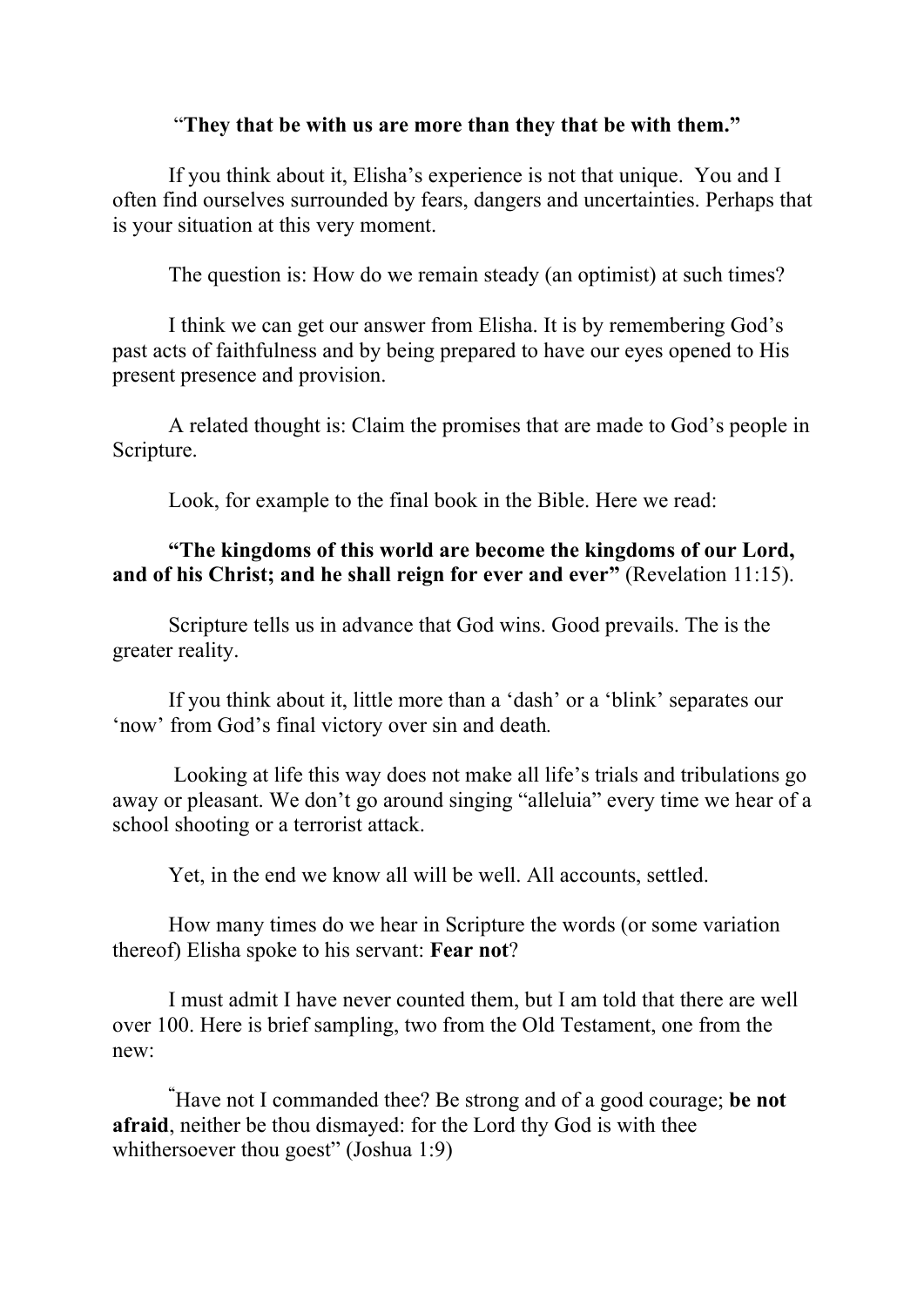"**They that be with us are more than they that be with them.**"

If you think about it, Elisha's experience is not that unique. You and I often find ourselves surrounded by fears, dangers and uncertainties. Perhaps that is your situation at this very moment.

The question is: How do we remain steady (an optimist) at such times?

I think we can get our answer from Elisha. It is by remembering God's past acts of faithfulness and by being prepared to have our eyes opened to His present presence and provision.

A related thought is: Claim the promises that are made to God's people in Scripture.

Look, for example to the final book in the Bible. Here we read:

**"The kingdoms of this world are become the kingdoms of our Lord, and of his Christ; and he shall reign for ever and ever"** (Revelation 11:15).

Scripture tells us in advance that God wins. Good prevails. The is the greater reality.

If you think about it, little more than a 'dash' or a 'blink' separates our 'now' from God's final victory over sin and death.

Looking at life this way does not make all life's trials and tribulations go away or pleasant. We don't go around singing "alleluia" every time we hear of a school shooting or a terrorist attack.

Yet, in the end we know all will be well. All accounts, settled.

How many times do we hear in Scripture the words (or some variation thereof) Elisha spoke to his servant: **Fear not**?

I must admit I have never counted them, but I am told that there are well over 100. Here is brief sampling, two from the Old Testament, one from the new:

"Have not I commanded thee? Be strong and of a good courage; **be not afraid**, neither be thou dismayed: for the Lord thy God is with thee whithersoever thou goest" (Joshua 1:9)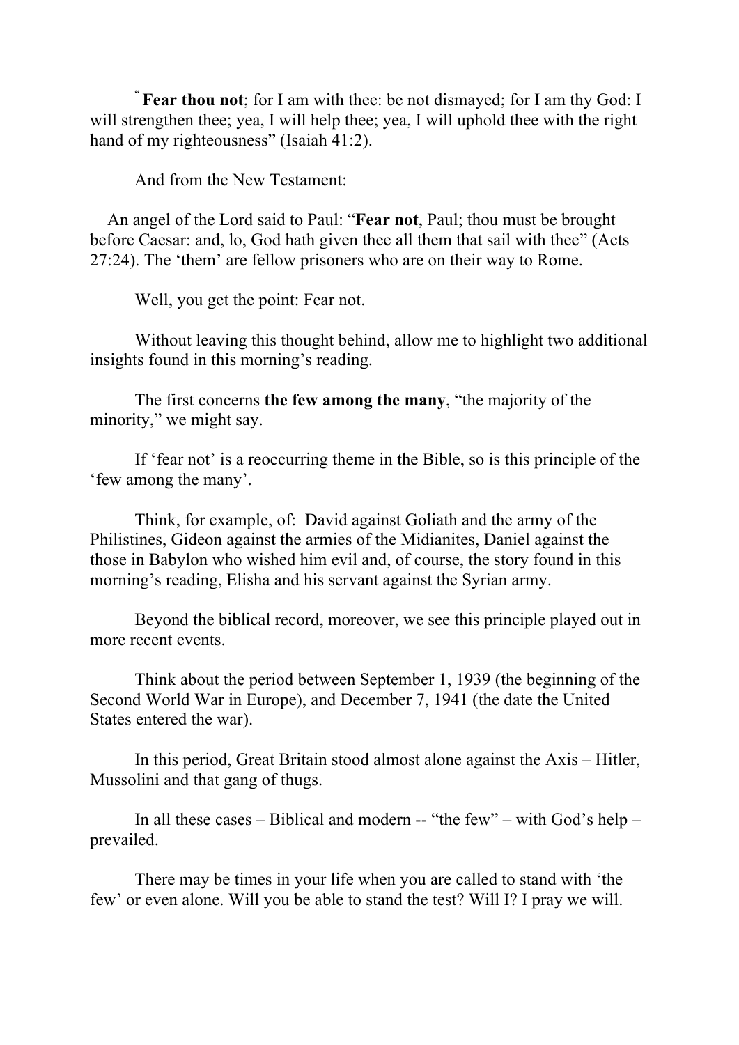" **Fear thou not**; for I am with thee: be not dismayed; for I am thy God: I will strengthen thee; yea, I will help thee; yea, I will uphold thee with the right hand of my righteousness" (Isaiah 41:2).

And from the New Testament:

An angel of the Lord said to Paul: "**Fear not**, Paul; thou must be brought before Caesar: and, lo, God hath given thee all them that sail with thee" (Acts 27:24). The 'them' are fellow prisoners who are on their way to Rome.

Well, you get the point: Fear not.

Without leaving this thought behind, allow me to highlight two additional insights found in this morning's reading.

The first concerns **the few among the many**, "the majority of the minority," we might say.

If 'fear not' is a reoccurring theme in the Bible, so is this principle of the 'few among the many'.

Think, for example, of: David against Goliath and the army of the Philistines, Gideon against the armies of the Midianites, Daniel against the those in Babylon who wished him evil and, of course, the story found in this morning's reading, Elisha and his servant against the Syrian army.

Beyond the biblical record, moreover, we see this principle played out in more recent events.

Think about the period between September 1, 1939 (the beginning of the Second World War in Europe), and December 7, 1941 (the date the United States entered the war).

In this period, Great Britain stood almost alone against the Axis – Hitler, Mussolini and that gang of thugs.

In all these cases – Biblical and modern -- "the few" – with God's help – prevailed.

There may be times in <u>your</u> life when you are called to stand with 'the few' or even alone. Will you be able to stand the test? Will I? I pray we will.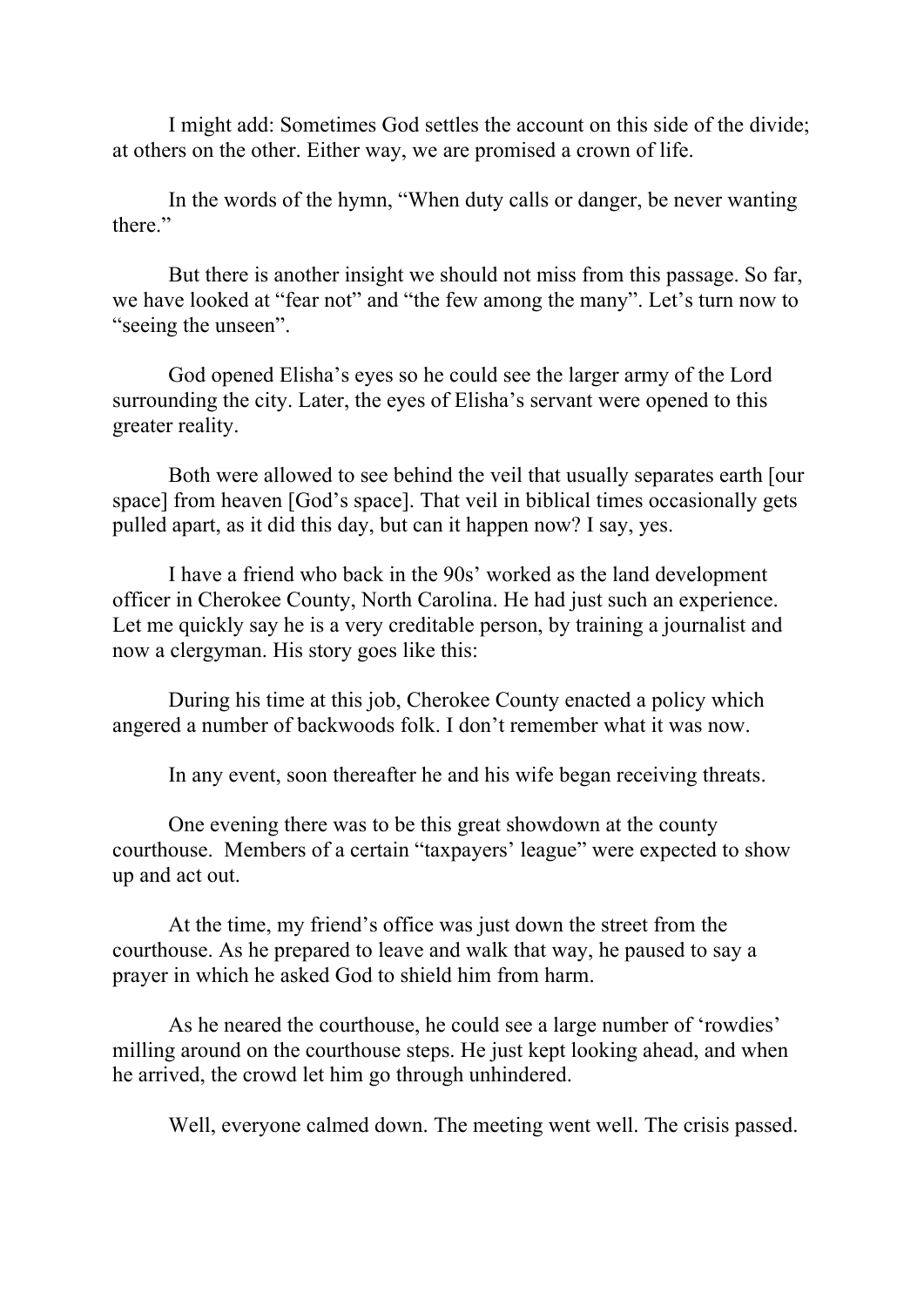I might add: Sometimes God settles the account on this side of the divide; at others on the other. Either way, we are promised a crown of life.

In the words of the hymn, "When duty calls or danger, be never wanting there."

But there is another insight we should not miss from this passage. So far, we have looked at "fear not" and "the few among the many". Let's turn now to "seeing the unseen".

God opened Elisha's eyes so he could see the larger army of the Lord surrounding the city. Later, the eyes of Elisha's servant were opened to this greater reality.

Both were allowed to see behind the veil that usually separates earth [our space] from heaven [God's space]. That veil in biblical times occasionally gets pulled apart, as it did this day, but can it happen now? I say, yes.

I have a friend who back in the 90s' worked as the land development officer in Cherokee County, North Carolina. He had just such an experience. Let me quickly say he is a very creditable person, by training a journalist and now a clergyman. His story goes like this:

During his time at this job, Cherokee County enacted a policy which angered a number of backwoods folk. I don't remember what it was now.

In any event, soon thereafter he and his wife began receiving threats.

One evening there was to be this great showdown at the county courthouse. Members of a certain "taxpayers' league" were expected to show up and act out.

At the time, my friend's office was just down the street from the courthouse. As he prepared to leave and walk that way, he paused to say a prayer in which he asked God to shield him from harm.

As he neared the courthouse, he could see a large number of 'rowdies' milling around on the courthouse steps. He just kept looking ahead, and when he arrived, the crowd let him go through unhindered.

Well, everyone calmed down. The meeting went well. The crisis passed.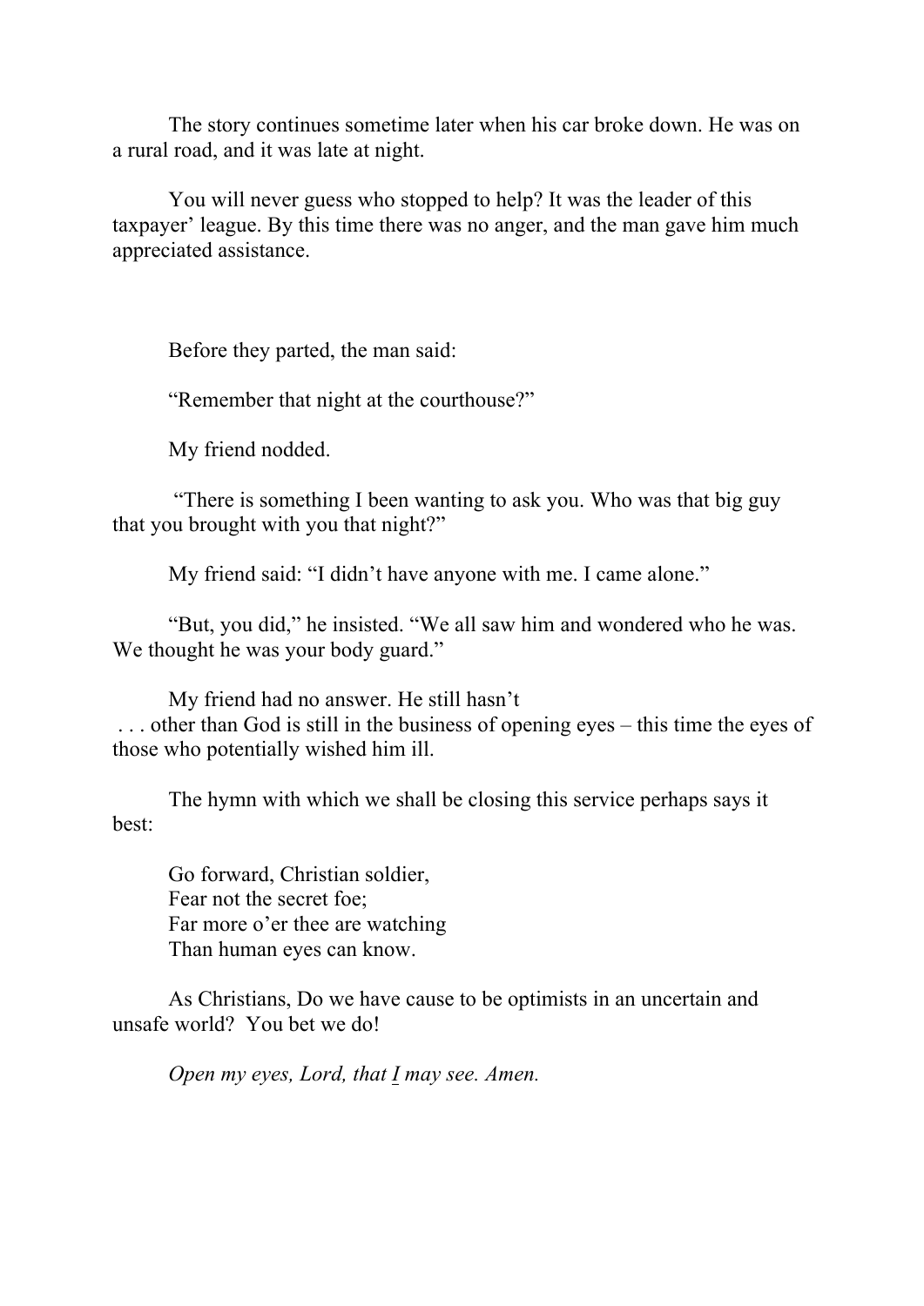The story continues sometime later when his car broke down. He was on a rural road, and it was late at night.

You will never guess who stopped to help? It was the leader of this taxpayer' league. By this time there was no anger, and the man gave him much appreciated assistance.

Before they parted, the man said:

"Remember that night at the courthouse?"

My friend nodded.

"There is something I been wanting to ask you. Who was that big guy that you brought with you that night?"

My friend said: "I didn't have anyone with me. I came alone."

"But, you did," he insisted. "We all saw him and wondered who he was. We thought he was your body guard."

My friend had no answer. He still hasn't
. . . other than God is still in the business of opening eyes – this time the eyes of those who potentially wished him ill.

The hymn with which we shall be closing this service perhaps says it best:

Go forward, Christian soldier,  
Fear not the secret foe;  
Far more o'er thee are watching  
Than human eyes can know.

As Christians, Do we have cause to be optimists in an uncertain and unsafe world? You bet we do!

*Open my eyes, Lord, that <u>I</u> may see. Amen.*